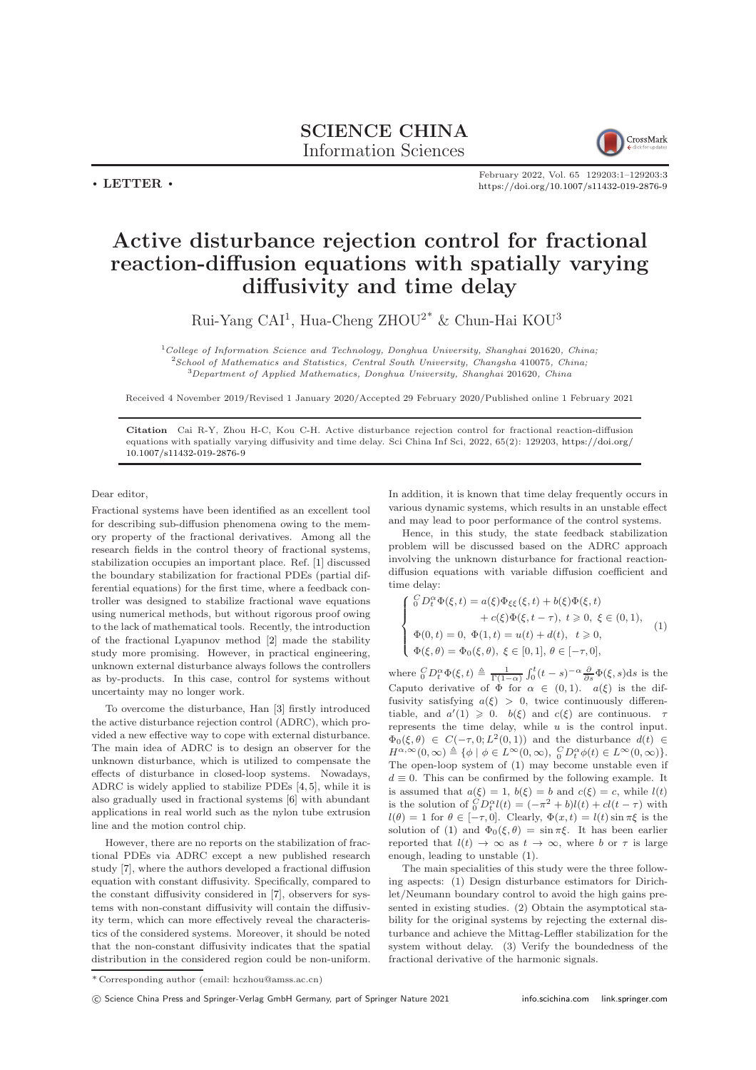**SCIENCE CHINA**
Information Sciences

• **LETTER** •

February 2022, Vol. 65 129203:1–129203:3
https://doi.org/10.1007/s11432-019-2876-9

# Active disturbance rejection control for fractional reaction-diffusion equations with spatially varying diffusivity and time delay

Rui-Yang CAI[1], Hua-Cheng ZHOU[2*] & Chun-Hai KOU[3]

[1]*College of Information Science and Technology, Donghua University, Shanghai* 201620*, China;*
[2]*School of Mathematics and Statistics, Central South University, Changsha* 410075*, China;*
[3]*Department of Applied Mathematics, Donghua University, Shanghai* 201620*, China*

Received 4 November 2019/Revised 1 January 2020/Accepted 29 February 2020/Published online 1 February 2021

**Citation** Cai R-Y, Zhou H-C, Kou C-H. Active disturbance rejection control for fractional reaction-diffusion equations with spatially varying diffusivity and time delay. Sci China Inf Sci, 2022, 65(2): 129203, https://doi.org/10.1007/s11432-019-2876-9

Dear editor,

Fractional systems have been identified as an excellent tool for describing sub-diffusion phenomena owing to the memory property of the fractional derivatives. Among all the research fields in the control theory of fractional systems, stabilization occupies an important place. Ref. [1] discussed the boundary stabilization for fractional PDEs (partial differential equations) for the first time, where a feedback controller was designed to stabilize fractional wave equations using numerical methods, but without rigorous proof owing to the lack of mathematical tools. Recently, the introduction of the fractional Lyapunov method [2] made the stability study more promising. However, in practical engineering, unknown external disturbance always follows the controllers as by-products. In this case, control for systems without uncertainty may no longer work.

To overcome the disturbance, Han [3] firstly introduced the active disturbance rejection control (ADRC), which provided a new effective way to cope with external disturbance. The main idea of ADRC is to design an observer for the unknown disturbance, which is utilized to compensate the effects of disturbance in closed-loop systems. Nowadays, ADRC is widely applied to stabilize PDEs [4, 5], while it is also gradually used in fractional systems [6] with abundant applications in real world such as the nylon tube extrusion line and the motion control chip.

However, there are no reports on the stabilization of fractional PDEs via ADRC except a new published research study [7], where the authors developed a fractional diffusion equation with constant diffusivity. Specifically, compared to the constant diffusivity considered in [7], observers for systems with non-constant diffusivity will contain the diffusivity term, which can more effectively reveal the characteristics of the considered systems. Moreover, it should be noted that the non-constant diffusivity indicates that the spatial distribution in the considered region could be non-uniform.

In addition, it is known that time delay frequently occurs in various dynamic systems, which results in an unstable effect and may lead to poor performance of the control systems.

Hence, in this study, the state feedback stabilization problem will be discussed based on the ADRC approach involving the unknown disturbance for fractional reaction-diffusion equations with variable diffusion coefficient and time delay:

$$\begin{cases} {}_0^C D_t^\alpha \Phi(\xi,t) = a(\xi)\Phi_{\xi\xi}(\xi,t) + b(\xi)\Phi(\xi,t) \\ \qquad\qquad + c(\xi)\Phi(\xi,t-\tau),\ t \geqslant 0,\ \xi \in (0,1), \\ \Phi(0,t) = 0,\ \Phi(1,t) = u(t) + d(t),\ \ t \geqslant 0, \\ \Phi(\xi,\theta) = \Phi_0(\xi,\theta),\ \xi \in [0,1],\ \theta \in [-\tau,0], \end{cases} \tag{1}$$

where ${}_0^C D_t^\alpha \Phi(\xi,t) \triangleq \frac{1}{\Gamma(1-\alpha)}\int_0^t (t-s)^{-\alpha}\frac{\partial}{\partial s}\Phi(\xi,s)\mathrm{d}s$ is the Caputo derivative of $\Phi$ for $\alpha \in (0,1)$. $a(\xi)$ is the diffusivity satisfying $a(\xi) > 0$, twice continuously differentiable, and $a'(1) \geqslant 0$. $b(\xi)$ and $c(\xi)$ are continuous. $\tau$ represents the time delay, while $u$ is the control input. $\Phi_0(\xi,\theta) \in C(-\tau,0;L^2(0,1))$ and the disturbance $d(t) \in H^{\alpha,\infty}(0,\infty) \triangleq \{\phi \mid \phi \in L^\infty(0,\infty),\ {}_0^C D_t^\alpha \phi(t) \in L^\infty(0,\infty)\}$. The open-loop system of (1) may become unstable even if $d \equiv 0$. This can be confirmed by the following example. It is assumed that $a(\xi) = 1$, $b(\xi) = b$ and $c(\xi) = c$, while $l(t)$ is the solution of ${}_0^C D_t^\alpha l(t) = (-\pi^2 + b)l(t) + cl(t-\tau)$ with $l(\theta) = 1$ for $\theta \in [-\tau, 0]$. Clearly, $\Phi(x,t) = l(t)\sin \pi\xi$ is the solution of (1) and $\Phi_0(\xi,\theta) = \sin \pi\xi$. It has been earlier reported that $l(t) \to \infty$ as $t \to \infty$, where $b$ or $\tau$ is large enough, leading to unstable (1).

The main specialities of this study were the three following aspects: (1) Design disturbance estimators for Dirichlet/Neumann boundary control to avoid the high gains presented in existing studies. (2) Obtain the asymptotical stability for the original systems by rejecting the external disturbance and achieve the Mittag-Leffler stabilization for the system without delay. (3) Verify the boundedness of the fractional derivative of the harmonic signals.

\* Corresponding author (email: hczhou@amss.ac.cn)

© Science China Press and Springer-Verlag GmbH Germany, part of Springer Nature 2021 info.scichina.com link.springer.com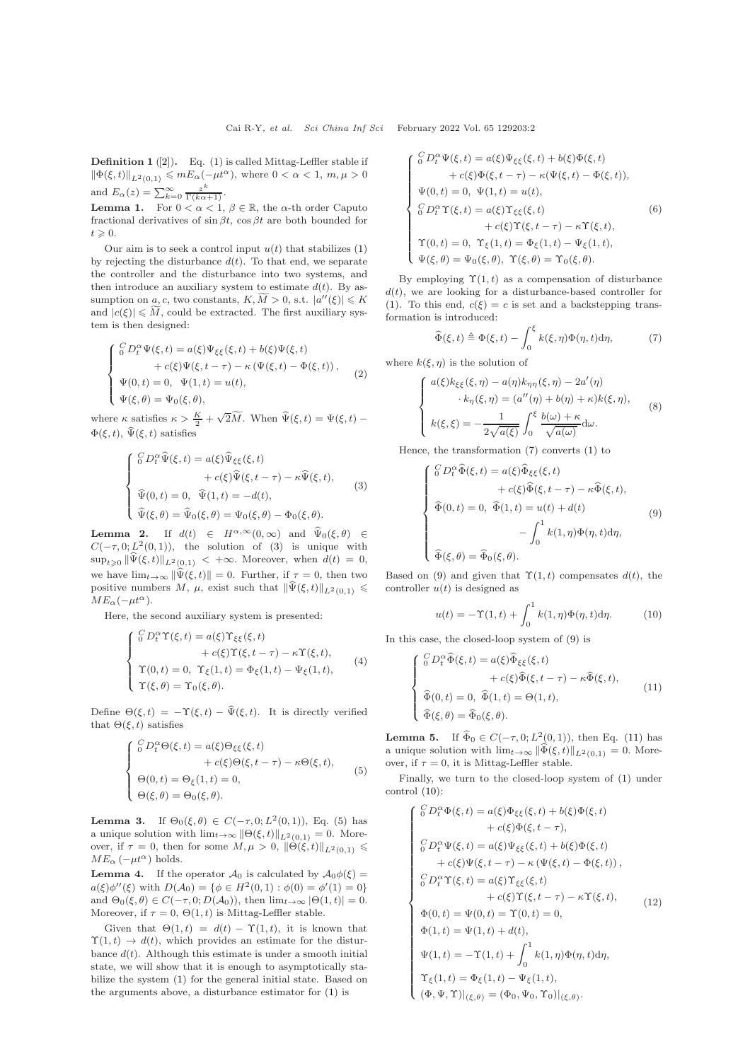**Definition 1** ([2]). Eq. (1) is called Mittag-Leffler stable if $\|\Phi(\xi,t)\|_{L^2(0,1)} \leqslant mE_\alpha(-\mu t^\alpha)$, where $0<\alpha<1$, $m,\mu>0$ and $E_\alpha(z)=\sum_{k=0}^{\infty}\frac{z^k}{\Gamma(k\alpha+1)}$.

**Lemma 1.** For $0<\alpha<1$, $\beta\in\mathbb{R}$, the $\alpha$-th order Caputo fractional derivatives of $\sin\beta t$, $\cos\beta t$ are both bounded for $t\geqslant 0$.

Our aim is to seek a control input $u(t)$ that stabilizes (1) by rejecting the disturbance $d(t)$. To that end, we separate the controller and the disturbance into two systems, and then introduce an auxiliary system to estimate $d(t)$. By assumption on $a,c$, two constants, $K,\widetilde{M}>0$, s.t. $|a''(\xi)|\leqslant K$ and $|c(\xi)|\leqslant \widetilde{M}$, could be extracted. The first auxiliary system is then designed:

$$\begin{cases} {}_0^C D_t^\alpha \Psi(\xi,t) = a(\xi)\Psi_{\xi\xi}(\xi,t) + b(\xi)\Psi(\xi,t) \\ \qquad + c(\xi)\Psi(\xi,t-\tau) - \kappa\left(\Psi(\xi,t)-\Phi(\xi,t)\right), \\ \Psi(0,t)=0,\ \Psi(1,t)=u(t), \\ \Psi(\xi,\theta)=\Psi_0(\xi,\theta), \end{cases} \tag{2}$$

where $\kappa$ satisfies $\kappa > \frac{K}{2}+\sqrt{2}\widetilde{M}$. When $\widehat{\Psi}(\xi,t)=\Psi(\xi,t)-\Phi(\xi,t)$, $\widehat{\Psi}(\xi,t)$ satisfies

$$\begin{cases} {}_0^C D_t^\alpha \widehat{\Psi}(\xi,t) = a(\xi)\widehat{\Psi}_{\xi\xi}(\xi,t) \\ \qquad + c(\xi)\widehat{\Psi}(\xi,t-\tau) - \kappa\widehat{\Psi}(\xi,t), \\ \widehat{\Psi}(0,t)=0,\ \widehat{\Psi}(1,t)=-d(t), \\ \widehat{\Psi}(\xi,\theta)=\widehat{\Psi}_0(\xi,\theta)=\Psi_0(\xi,\theta)-\Phi_0(\xi,\theta). \end{cases} \tag{3}$$

**Lemma 2.** If $d(t)\in H^{\alpha,\infty}(0,\infty)$ and $\widehat{\Psi}_0(\xi,\theta)\in C(-\tau,0;L^2(0,1))$, the solution of (3) is unique with $\sup_{t\geqslant 0}\|\widehat{\Psi}(\xi,t)\|_{L^2(0,1)}<+\infty$. Moreover, when $d(t)=0$, we have $\lim_{t\to\infty}\|\widehat{\Psi}(\xi,t)\|=0$. Further, if $\tau=0$, then two positive numbers $M$, $\mu$, exist such that $\|\widehat{\Psi}(\xi,t)\|_{L^2(0,1)}\leqslant ME_\alpha(-\mu t^\alpha)$.

Here, the second auxiliary system is presented:

$$\begin{cases} {}_0^C D_t^\alpha \Upsilon(\xi,t) = a(\xi)\Upsilon_{\xi\xi}(\xi,t) \\ \qquad + c(\xi)\Upsilon(\xi,t-\tau) - \kappa\Upsilon(\xi,t), \\ \Upsilon(0,t)=0,\ \Upsilon_\xi(1,t)=\Phi_\xi(1,t)-\Psi_\xi(1,t), \\ \Upsilon(\xi,\theta)=\Upsilon_0(\xi,\theta). \end{cases} \tag{4}$$

Define $\Theta(\xi,t)=-\Upsilon(\xi,t)-\widehat{\Psi}(\xi,t)$. It is directly verified that $\Theta(\xi,t)$ satisfies

$$\begin{cases} {}_0^C D_t^\alpha \Theta(\xi,t) = a(\xi)\Theta_{\xi\xi}(\xi,t) \\ \qquad + c(\xi)\Theta(\xi,t-\tau) - \kappa\Theta(\xi,t), \\ \Theta(0,t)=\Theta_\xi(1,t)=0, \\ \Theta(\xi,\theta)=\Theta_0(\xi,\theta). \end{cases} \tag{5}$$

**Lemma 3.** If $\Theta_0(\xi,\theta)\in C(-\tau,0;L^2(0,1))$, Eq. (5) has a unique solution with $\lim_{t\to\infty}\|\Theta(\xi,t)\|_{L^2(0,1)}=0$. Moreover, if $\tau=0$, then for some $M,\mu>0$, $\|\Theta(\xi,t)\|_{L^2(0,1)}\leqslant ME_\alpha(-\mu t^\alpha)$ holds.

**Lemma 4.** If the operator $\mathcal{A}_0$ is calculated by $\mathcal{A}_0\phi(\xi)=a(\xi)\phi''(\xi)$ with $D(\mathcal{A}_0)=\{\phi\in H^2(0,1):\phi(0)=\phi'(1)=0\}$ and $\Theta_0(\xi,\theta)\in C(-\tau,0;D(\mathcal{A}_0))$, then $\lim_{t\to\infty}|\Theta(1,t)|=0$. Moreover, if $\tau=0$, $\Theta(1,t)$ is Mittag-Leffler stable.

Given that $\Theta(1,t)=d(t)-\Upsilon(1,t)$, it is known that $\Upsilon(1,t)\to d(t)$, which provides an estimate for the disturbance $d(t)$. Although this estimate is under a smooth initial state, we will show that it is enough to asymptotically stabilize the system (1) for the general initial state. Based on the arguments above, a disturbance estimator for (1) is

$$\begin{cases} {}_0^C D_t^\alpha \Psi(\xi,t) = a(\xi)\Psi_{\xi\xi}(\xi,t) + b(\xi)\Phi(\xi,t) \\ \qquad + c(\xi)\Phi(\xi,t-\tau) - \kappa(\Psi(\xi,t)-\Phi(\xi,t)), \\ \Psi(0,t)=0,\ \Psi(1,t)=u(t), \\ {}_0^C D_t^\alpha \Upsilon(\xi,t) = a(\xi)\Upsilon_{\xi\xi}(\xi,t) \\ \qquad + c(\xi)\Upsilon(\xi,t-\tau) - \kappa\Upsilon(\xi,t), \\ \Upsilon(0,t)=0,\ \Upsilon_\xi(1,t)=\Phi_\xi(1,t)-\Psi_\xi(1,t), \\ \Psi(\xi,\theta)=\Psi_0(\xi,\theta),\ \Upsilon(\xi,\theta)=\Upsilon_0(\xi,\theta). \end{cases} \tag{6}$$

By employing $\Upsilon(1,t)$ as a compensation of disturbance $d(t)$, we are looking for a disturbance-based controller for (1). To this end, $c(\xi)=c$ is set and a backstepping transformation is introduced:

$$\widehat{\Phi}(\xi,t) \triangleq \Phi(\xi,t) - \int_0^\xi k(\xi,\eta)\Phi(\eta,t)\mathrm{d}\eta, \tag{7}$$

where $k(\xi,\eta)$ is the solution of

$$\begin{cases} a(\xi)k_{\xi\xi}(\xi,\eta) - a(\eta)k_{\eta\eta}(\xi,\eta) - 2a'(\eta) \\ \quad \cdot k_\eta(\xi,\eta) = (a''(\eta)+b(\eta)+\kappa)k(\xi,\eta), \\ k(\xi,\xi) = -\dfrac{1}{2\sqrt{a(\xi)}}\displaystyle\int_0^\xi \frac{b(\omega)+\kappa}{\sqrt{a(\omega)}}\mathrm{d}\omega. \end{cases} \tag{8}$$

Hence, the transformation (7) converts (1) to

$$\begin{cases} {}_0^C D_t^\alpha \widehat{\Phi}(\xi,t) = a(\xi)\widehat{\Phi}_{\xi\xi}(\xi,t) \\ \qquad + c(\xi)\widehat{\Phi}(\xi,t-\tau) - \kappa\widehat{\Phi}(\xi,t), \\ \widehat{\Phi}(0,t)=0,\ \widehat{\Phi}(1,t)=u(t)+d(t) \\ \qquad - \displaystyle\int_0^1 k(1,\eta)\Phi(\eta,t)\mathrm{d}\eta, \\ \widehat{\Phi}(\xi,\theta)=\widehat{\Phi}_0(\xi,\theta). \end{cases} \tag{9}$$

Based on (9) and given that $\Upsilon(1,t)$ compensates $d(t)$, the controller $u(t)$ is designed as

$$u(t) = -\Upsilon(1,t) + \int_0^1 k(1,\eta)\Phi(\eta,t)\mathrm{d}\eta. \tag{10}$$

In this case, the closed-loop system of (9) is

$$\begin{cases} {}_0^C D_t^\alpha \widehat{\Phi}(\xi,t) = a(\xi)\widehat{\Phi}_{\xi\xi}(\xi,t) \\ \qquad + c(\xi)\widehat{\Phi}(\xi,t-\tau) - \kappa\widehat{\Phi}(\xi,t), \\ \widehat{\Phi}(0,t)=0,\ \widehat{\Phi}(1,t)=\Theta(1,t), \\ \widehat{\Phi}(\xi,\theta)=\widehat{\Phi}_0(\xi,\theta). \end{cases} \tag{11}$$

**Lemma 5.** If $\widehat{\Phi}_0\in C(-\tau,0;L^2(0,1))$, then Eq. (11) has a unique solution with $\lim_{t\to\infty}\|\widehat{\Phi}(\xi,t)\|_{L^2(0,1)}=0$. Moreover, if $\tau=0$, it is Mittag-Leffler stable.

Finally, we turn to the closed-loop system of (1) under control (10):

$$\begin{cases} {}_0^C D_t^\alpha \Phi(\xi,t) = a(\xi)\Phi_{\xi\xi}(\xi,t) + b(\xi)\Phi(\xi,t) \\ \qquad + c(\xi)\Phi(\xi,t-\tau), \\ {}_0^C D_t^\alpha \Psi(\xi,t) = a(\xi)\Psi_{\xi\xi}(\xi,t) + b(\xi)\Phi(\xi,t) \\ \quad + c(\xi)\Psi(\xi,t-\tau) - \kappa\left(\Psi(\xi,t)-\Phi(\xi,t)\right), \\ {}_0^C D_t^\alpha \Upsilon(\xi,t) = a(\xi)\Upsilon_{\xi\xi}(\xi,t) \\ \qquad + c(\xi)\Upsilon(\xi,t-\tau) - \kappa\Upsilon(\xi,t), \\ \Phi(0,t)=\Psi(0,t)=\Upsilon(0,t)=0, \\ \Phi(1,t)=\Psi(1,t)+d(t), \\ \Psi(1,t) = -\Upsilon(1,t) + \displaystyle\int_0^1 k(1,\eta)\Phi(\eta,t)\mathrm{d}\eta, \\ \Upsilon_\xi(1,t)=\Phi_\xi(1,t)-\Psi_\xi(1,t), \\ (\Phi,\Psi,\Upsilon)|_{(\xi,\theta)} = (\Phi_0,\Psi_0,\Upsilon_0)|_{(\xi,\theta)}. \end{cases} \tag{12}$$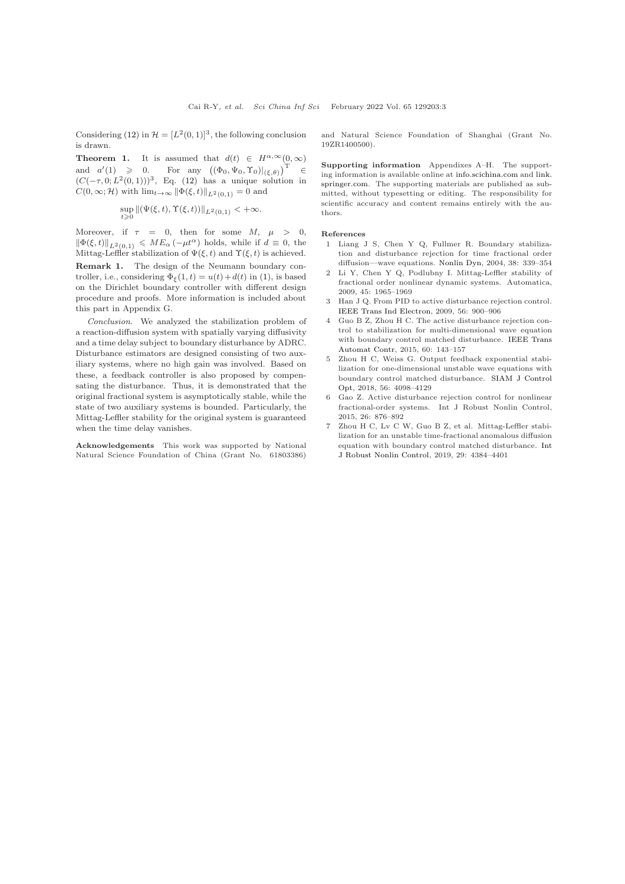Considering (12) in $\mathcal{H} = [L^2(0,1)]^3$, the following conclusion is drawn.

**Theorem 1.** It is assumed that $d(t) \in H^{\alpha,\infty}(0,\infty)$ and $a'(1) \geqslant 0$. For any $\left((\Phi_0, \Psi_0, \Upsilon_0)|_{(\xi,\theta)}\right)^{\mathrm{T}} \in (C(-\tau, 0; L^2(0,1)))^3$, Eq. (12) has a unique solution in $C(0,\infty;\mathcal{H})$ with $\lim_{t\to\infty} \|\Phi(\xi,t)\|_{L^2(0,1)} = 0$ and

$$\sup_{t\geqslant 0} \|(\Psi(\xi,t), \Upsilon(\xi,t))\|_{L^2(0,1)} < +\infty.$$

Moreover, if $\tau = 0$, then for some $M$, $\mu > 0$, $\|\Phi(\xi,t)\|_{L^2(0,1)} \leqslant M E_\alpha(-\mu t^\alpha)$ holds, while if $d \equiv 0$, the Mittag-Leffler stabilization of $\Psi(\xi,t)$ and $\Upsilon(\xi,t)$ is achieved.

**Remark 1.** The design of the Neumann boundary controller, i.e., considering $\Phi_\xi(1,t) = u(t) + d(t)$ in (1), is based on the Dirichlet boundary controller with different design procedure and proofs. More information is included about this part in Appendix G.

*Conclusion.* We analyzed the stabilization problem of a reaction-diffusion system with spatially varying diffusivity and a time delay subject to boundary disturbance by ADRC. Disturbance estimators are designed consisting of two auxiliary systems, where no high gain was involved. Based on these, a feedback controller is also proposed by compensating the disturbance. Thus, it is demonstrated that the original fractional system is asymptotically stable, while the state of two auxiliary systems is bounded. Particularly, the Mittag-Leffler stability for the original system is guaranteed when the time delay vanishes.

**Acknowledgements** This work was supported by National Natural Science Foundation of China (Grant No. 61803386) and Natural Science Foundation of Shanghai (Grant No. 19ZR1400500).

**Supporting information** Appendixes A–H. The supporting information is available online at info.scichina.com and link.springer.com. The supporting materials are published as submitted, without typesetting or editing. The responsibility for scientific accuracy and content remains entirely with the authors.

**References**

1. Liang J S, Chen Y Q, Fullmer R. Boundary stabilization and disturbance rejection for time fractional order diffusion—wave equations. Nonlin Dyn, 2004, 38: 339–354
2. Li Y, Chen Y Q, Podlubny I. Mittag-Leffler stability of fractional order nonlinear dynamic systems. Automatica, 2009, 45: 1965–1969
3. Han J Q. From PID to active disturbance rejection control. IEEE Trans Ind Electron, 2009, 56: 900–906
4. Guo B Z, Zhou H C. The active disturbance rejection control to stabilization for multi-dimensional wave equation with boundary control matched disturbance. IEEE Trans Automat Contr, 2015, 60: 143–157
5. Zhou H C, Weiss G. Output feedback exponential stabilization for one-dimensional unstable wave equations with boundary control matched disturbance. SIAM J Control Opt, 2018, 56: 4098–4129
6. Gao Z. Active disturbance rejection control for nonlinear fractional-order systems. Int J Robust Nonlin Control, 2015, 26: 876–892
7. Zhou H C, Lv C W, Guo B Z, et al. Mittag-Leffler stabilization for an unstable time-fractional anomalous diffusion equation with boundary control matched disturbance. Int J Robust Nonlin Control, 2019, 29: 4384–4401